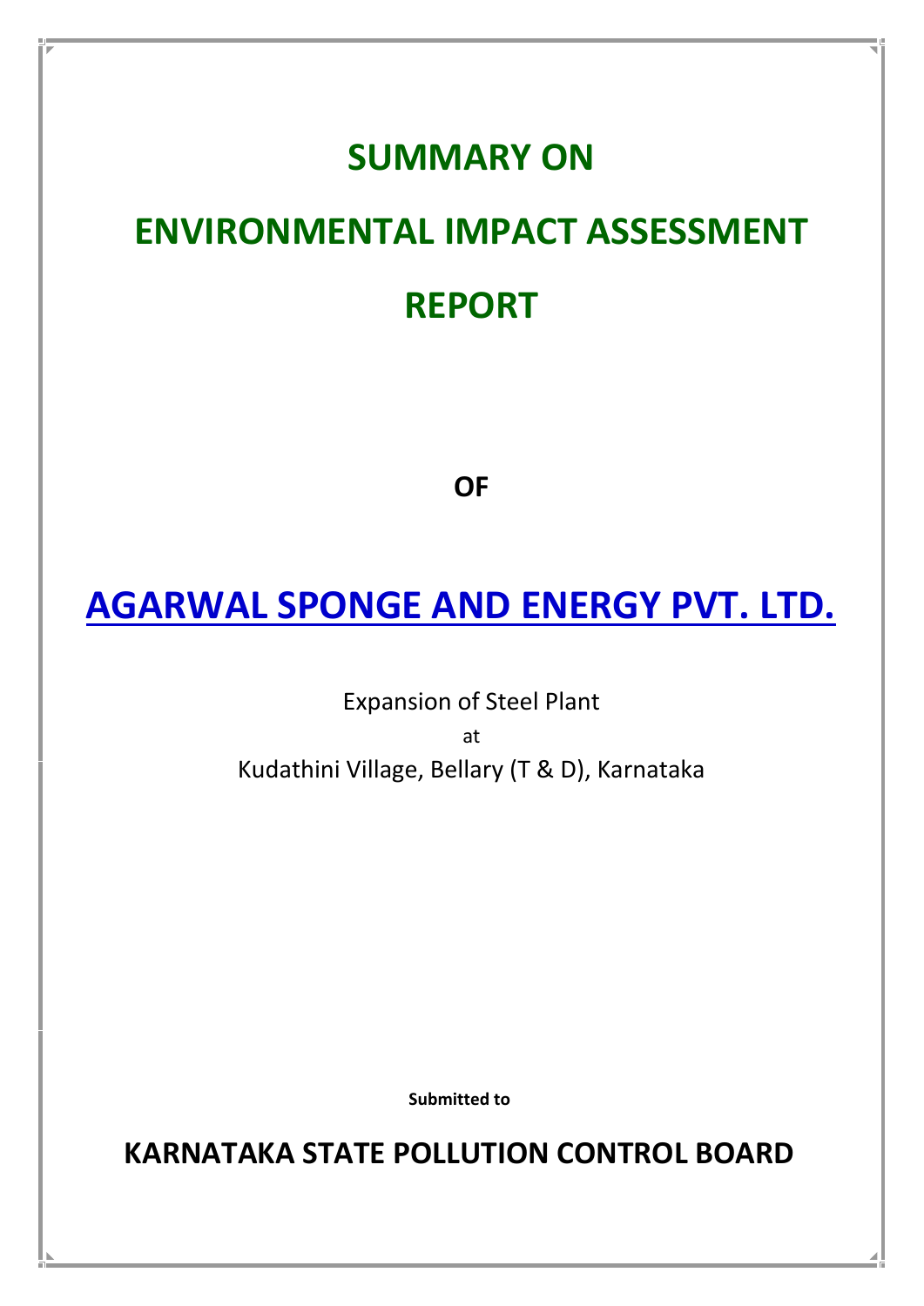# SUMMARY ON

# ENVIRONMENTAL IMPACT ASSESSMENT

# REPORT

**OF**

# AGARWAL SPONGE AND ENERGY PVT. LTD.

Expansion of Steel Plant

at

Kudathini Village, Bellary (T & D), Karnataka

**Submitted to**

## KARNATAKA STATE POLLUTION CONTROL BOARD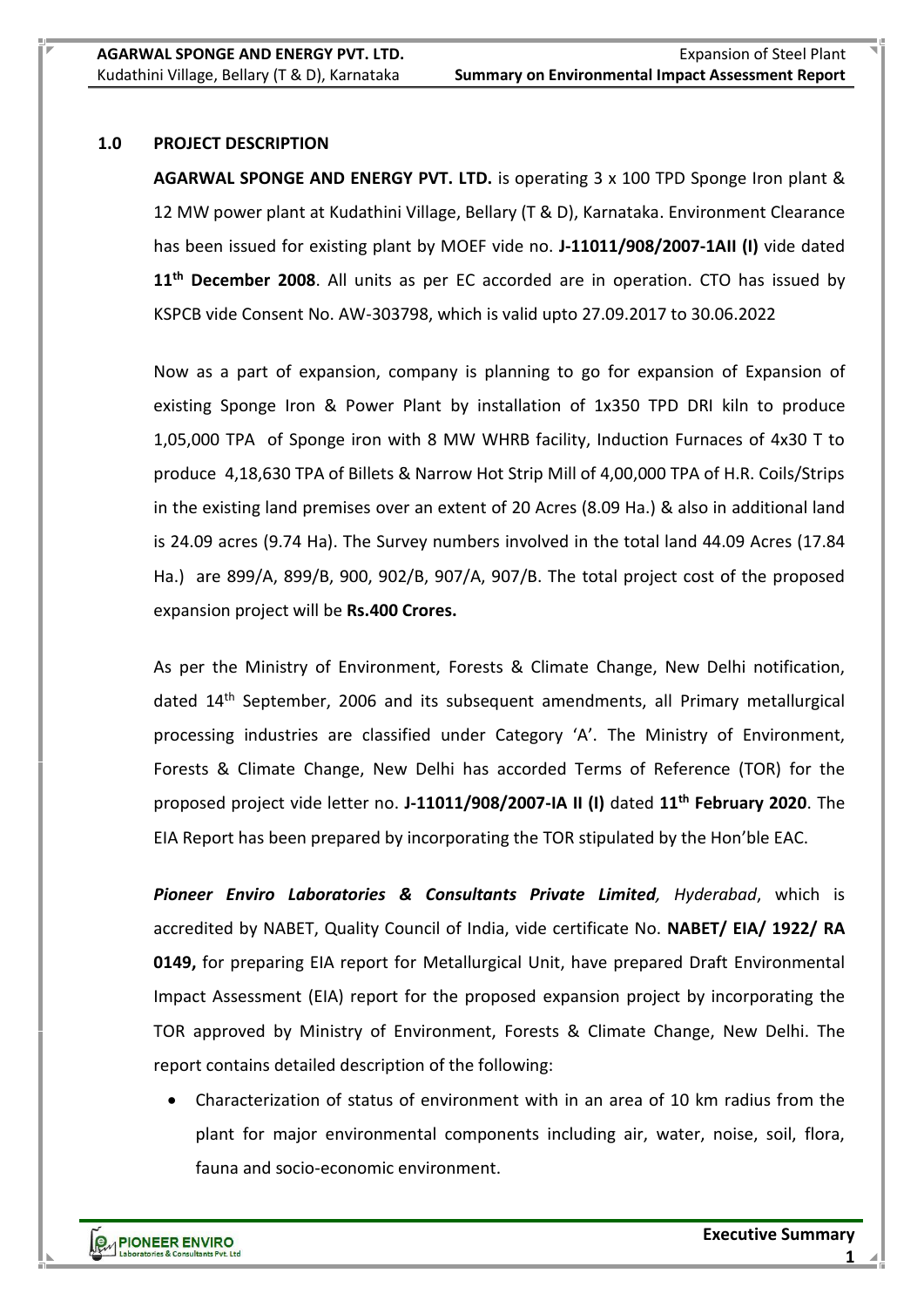## 1.0 PROJECT DESCRIPTION

**AGARWAL SPONGE AND ENERGY PVT. LTD.** is operating 3 x 100 TPD Sponge Iron plant & 12 MW power plant at Kudathini Village, Bellary (T & D), Karnataka. Environment Clearance has been issued for existing plant by MOEF vide no. **J-11011/908/2007-1AII (I)** vide dated **11th December 2008**. All units as per EC accorded are in operation. CTO has issued by KSPCB vide Consent No. AW-303798, which is valid upto 27.09.2017 to 30.06.2022

Now as a part of expansion, company is planning to go for expansion of Expansion of existing Sponge Iron & Power Plant by installation of 1x350 TPD DRI kiln to produce 1,05,000 TPA of Sponge iron with 8 MW WHRB facility, Induction Furnaces of 4x30 T to produce 4,18,630 TPA of Billets & Narrow Hot Strip Mill of 4,00,000 TPA of H.R. Coils/Strips in the existing land premises over an extent of 20 Acres (8.09 Ha.) & also in additional land is 24.09 acres (9.74 Ha). The Survey numbers involved in the total land 44.09 Acres (17.84 Ha.) are 899/A, 899/B, 900, 902/B, 907/A, 907/B. The total project cost of the proposed expansion project will be **Rs.400 Crores.**

As per the Ministry of Environment, Forests & Climate Change, New Delhi notification, dated 14th September, 2006 and its subsequent amendments, all Primary metallurgical processing industries are classified under Category 'A'. The Ministry of Environment, Forests & Climate Change, New Delhi has accorded Terms of Reference (TOR) for the proposed project vide letter no. **J-11011/908/2007-IA II (I)** dated **11th February 2020**. The EIA Report has been prepared by incorporating the TOR stipulated by the Hon'ble EAC.

***Pioneer Enviro Laboratories & Consultants Private Limited**, Hyderabad*, which is accredited by NABET, Quality Council of India, vide certificate No. **NABET/ EIA/ 1922/ RA 0149,** for preparing EIA report for Metallurgical Unit, have prepared Draft Environmental Impact Assessment (EIA) report for the proposed expansion project by incorporating the TOR approved by Ministry of Environment, Forests & Climate Change, New Delhi. The report contains detailed description of the following:

- Characterization of status of environment with in an area of 10 km radius from the plant for major environmental components including air, water, noise, soil, flora, fauna and socio-economic environment.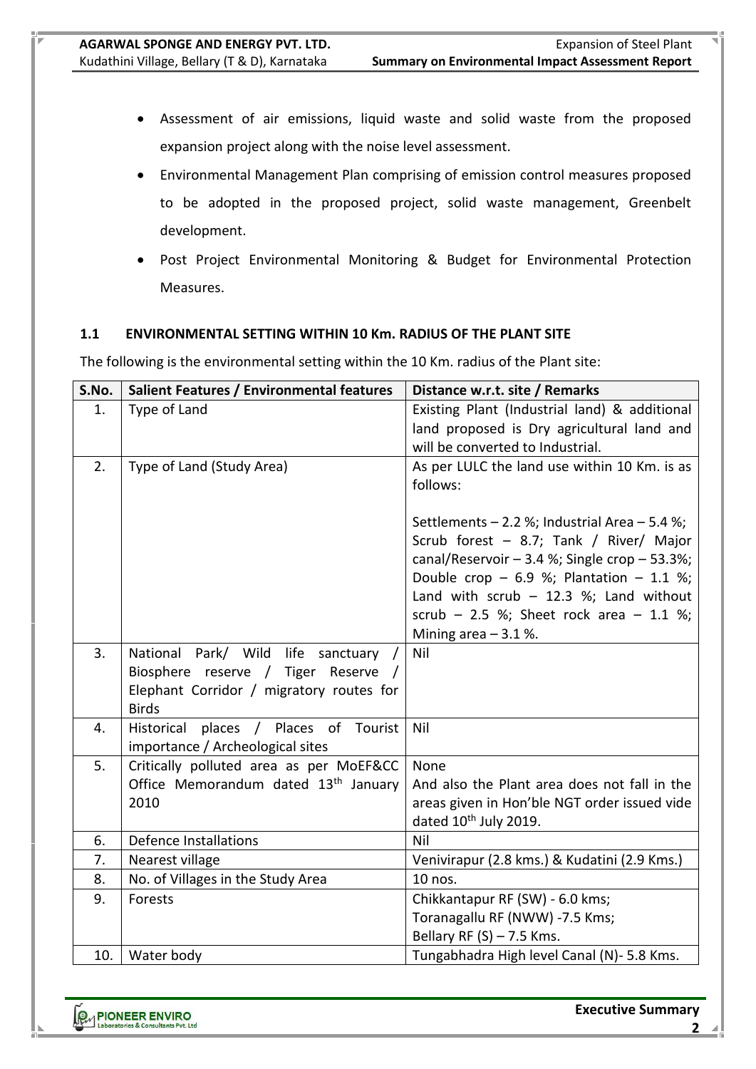- Assessment of air emissions, liquid waste and solid waste from the proposed expansion project along with the noise level assessment.
- Environmental Management Plan comprising of emission control measures proposed to be adopted in the proposed project, solid waste management, Greenbelt development.
- Post Project Environmental Monitoring & Budget for Environmental Protection Measures.

## 1.1 ENVIRONMENTAL SETTING WITHIN 10 Km. RADIUS OF THE PLANT SITE

The following is the environmental setting within the 10 Km. radius of the Plant site:

| S.No. | Salient Features / Environmental features | Distance w.r.t. site / Remarks |
|---|---|---|
| 1. | Type of Land | Existing Plant (Industrial land) & additional land proposed is Dry agricultural land and will be converted to Industrial. |
| 2. | Type of Land (Study Area) | As per LULC the land use within 10 Km. is as follows:<br><br>Settlements – 2.2 %; Industrial Area – 5.4 %; Scrub forest – 8.7; Tank / River/ Major canal/Reservoir – 3.4 %; Single crop – 53.3%; Double crop – 6.9 %; Plantation – 1.1 %; Land with scrub – 12.3 %; Land without scrub – 2.5 %; Sheet rock area – 1.1 %; Mining area – 3.1 %. |
| 3. | National Park/ Wild life sanctuary / Biosphere reserve / Tiger Reserve / Elephant Corridor / migratory routes for Birds | Nil |
| 4. | Historical places / Places of Tourist importance / Archeological sites | Nil |
| 5. | Critically polluted area as per MoEF&CC Office Memorandum dated 13th January 2010 | None<br>And also the Plant area does not fall in the areas given in Hon'ble NGT order issued vide dated 10th July 2019. |
| 6. | Defence Installations | Nil |
| 7. | Nearest village | Venivirapur (2.8 kms.) & Kudatini (2.9 Kms.) |
| 8. | No. of Villages in the Study Area | 10 nos. |
| 9. | Forests | Chikkantapur RF (SW) - 6.0 kms;<br>Toranagallu RF (NWW) -7.5 Kms;<br>Bellary RF (S) – 7.5 Kms. |
| 10. | Water body | Tungabhadra High level Canal (N)- 5.8 Kms. |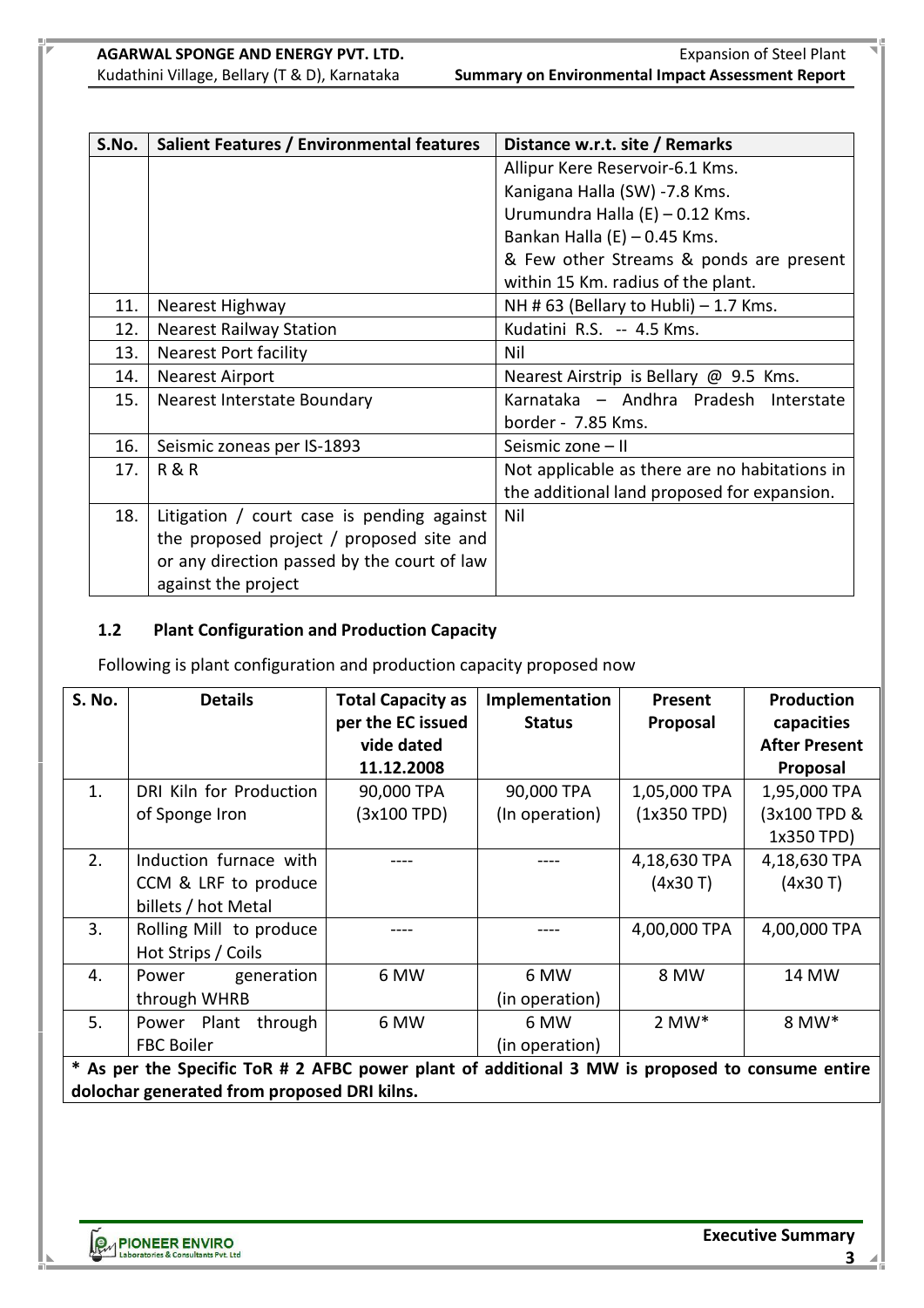| S.No. | Salient Features / Environmental features | Distance w.r.t. site / Remarks |
|---|---|---|
| | | Allipur Kere Reservoir-6.1 Kms.<br>Kanigana Halla (SW) -7.8 Kms.<br>Urumundra Halla (E) – 0.12 Kms.<br>Bankan Halla (E) – 0.45 Kms.<br>& Few other Streams & ponds are present within 15 Km. radius of the plant. |
| 11. | Nearest Highway | NH # 63 (Bellary to Hubli) – 1.7 Kms. |
| 12. | Nearest Railway Station | Kudatini R.S. -- 4.5 Kms. |
| 13. | Nearest Port facility | Nil |
| 14. | Nearest Airport | Nearest Airstrip is Bellary @ 9.5 Kms. |
| 15. | Nearest Interstate Boundary | Karnataka – Andhra Pradesh Interstate border - 7.85 Kms. |
| 16. | Seismic zoneas per IS-1893 | Seismic zone – II |
| 17. | R & R | Not applicable as there are no habitations in the additional land proposed for expansion. |
| 18. | Litigation / court case is pending against the proposed project / proposed site and or any direction passed by the court of law against the project | Nil |

### 1.2 Plant Configuration and Production Capacity

Following is plant configuration and production capacity proposed now

| S. No. | Details | Total Capacity as per the EC issued vide dated 11.12.2008 | Implementation Status | Present Proposal | Production capacities After Present Proposal |
|---|---|---|---|---|---|
| 1. | DRI Kiln for Production of Sponge Iron | 90,000 TPA (3x100 TPD) | 90,000 TPA (In operation) | 1,05,000 TPA (1x350 TPD) | 1,95,000 TPA (3x100 TPD & 1x350 TPD) |
| 2. | Induction furnace with CCM & LRF to produce billets / hot Metal | ---- | ---- | 4,18,630 TPA (4x30 T) | 4,18,630 TPA (4x30 T) |
| 3. | Rolling Mill to produce Hot Strips / Coils | ---- | ---- | 4,00,000 TPA | 4,00,000 TPA |
| 4. | Power generation through WHRB | 6 MW | 6 MW (in operation) | 8 MW | 14 MW |
| 5. | Power Plant through FBC Boiler | 6 MW | 6 MW (in operation) | 2 MW* | 8 MW* |

**\* As per the Specific ToR # 2 AFBC power plant of additional 3 MW is proposed to consume entire dolochar generated from proposed DRI kilns.**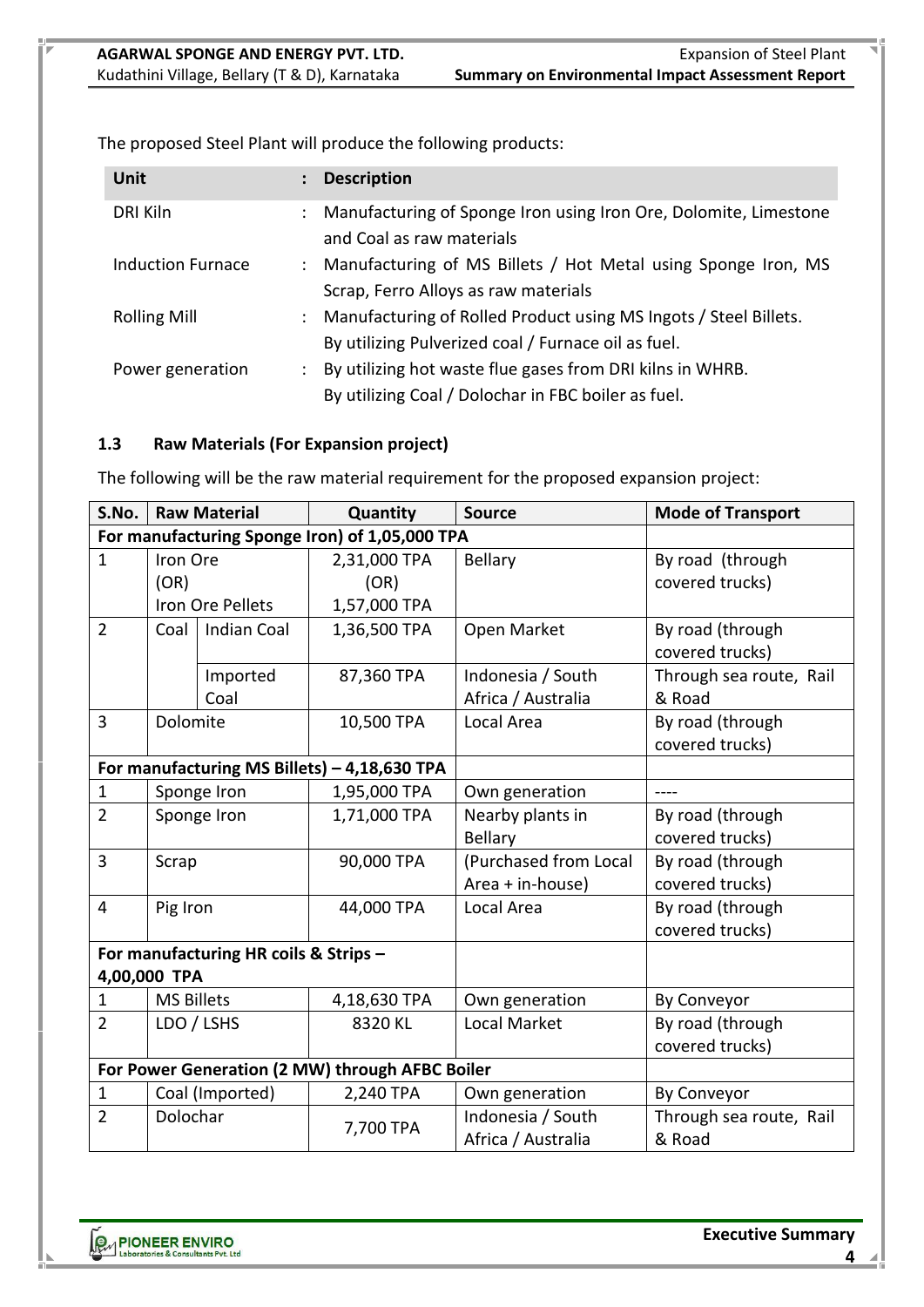The proposed Steel Plant will produce the following products:

| Unit | : | Description |
|---|---|---|
| DRI Kiln | : | Manufacturing of Sponge Iron using Iron Ore, Dolomite, Limestone and Coal as raw materials |
| Induction Furnace | : | Manufacturing of MS Billets / Hot Metal using Sponge Iron, MS Scrap, Ferro Alloys as raw materials |
| Rolling Mill | : | Manufacturing of Rolled Product using MS Ingots / Steel Billets. By utilizing Pulverized coal / Furnace oil as fuel. |
| Power generation | : | By utilizing hot waste flue gases from DRI kilns in WHRB. By utilizing Coal / Dolochar in FBC boiler as fuel. |

### 1.3 Raw Materials (For Expansion project)

The following will be the raw material requirement for the proposed expansion project:

| S.No. | Raw Material | | Quantity | Source | Mode of Transport |
|---|---|---|---|---|---|
| **For manufacturing Sponge Iron) of 1,05,000 TPA** | | | | | |
| 1 | Iron Ore (OR) Iron Ore Pellets | | 2,31,000 TPA (OR) 1,57,000 TPA | Bellary | By road (through covered trucks) |
| 2 | Coal | Indian Coal | 1,36,500 TPA | Open Market | By road (through covered trucks) |
| | | Imported Coal | 87,360 TPA | Indonesia / South Africa / Australia | Through sea route, Rail & Road |
| 3 | Dolomite | | 10,500 TPA | Local Area | By road (through covered trucks) |
| **For manufacturing MS Billets) – 4,18,630 TPA** | | | | | |
| 1 | Sponge Iron | | 1,95,000 TPA | Own generation | ---- |
| 2 | Sponge Iron | | 1,71,000 TPA | Nearby plants in Bellary | By road (through covered trucks) |
| 3 | Scrap | | 90,000 TPA | (Purchased from Local Area + in-house) | By road (through covered trucks) |
| 4 | Pig Iron | | 44,000 TPA | Local Area | By road (through covered trucks) |
| **For manufacturing HR coils & Strips – 4,00,000 TPA** | | | | | |
| 1 | MS Billets | | 4,18,630 TPA | Own generation | By Conveyor |
| 2 | LDO / LSHS | | 8320 KL | Local Market | By road (through covered trucks) |
| **For Power Generation (2 MW) through AFBC Boiler** | | | | | |
| 1 | Coal (Imported) | | 2,240 TPA | Own generation | By Conveyor |
| 2 | Dolochar | | 7,700 TPA | Indonesia / South Africa / Australia | Through sea route, Rail & Road |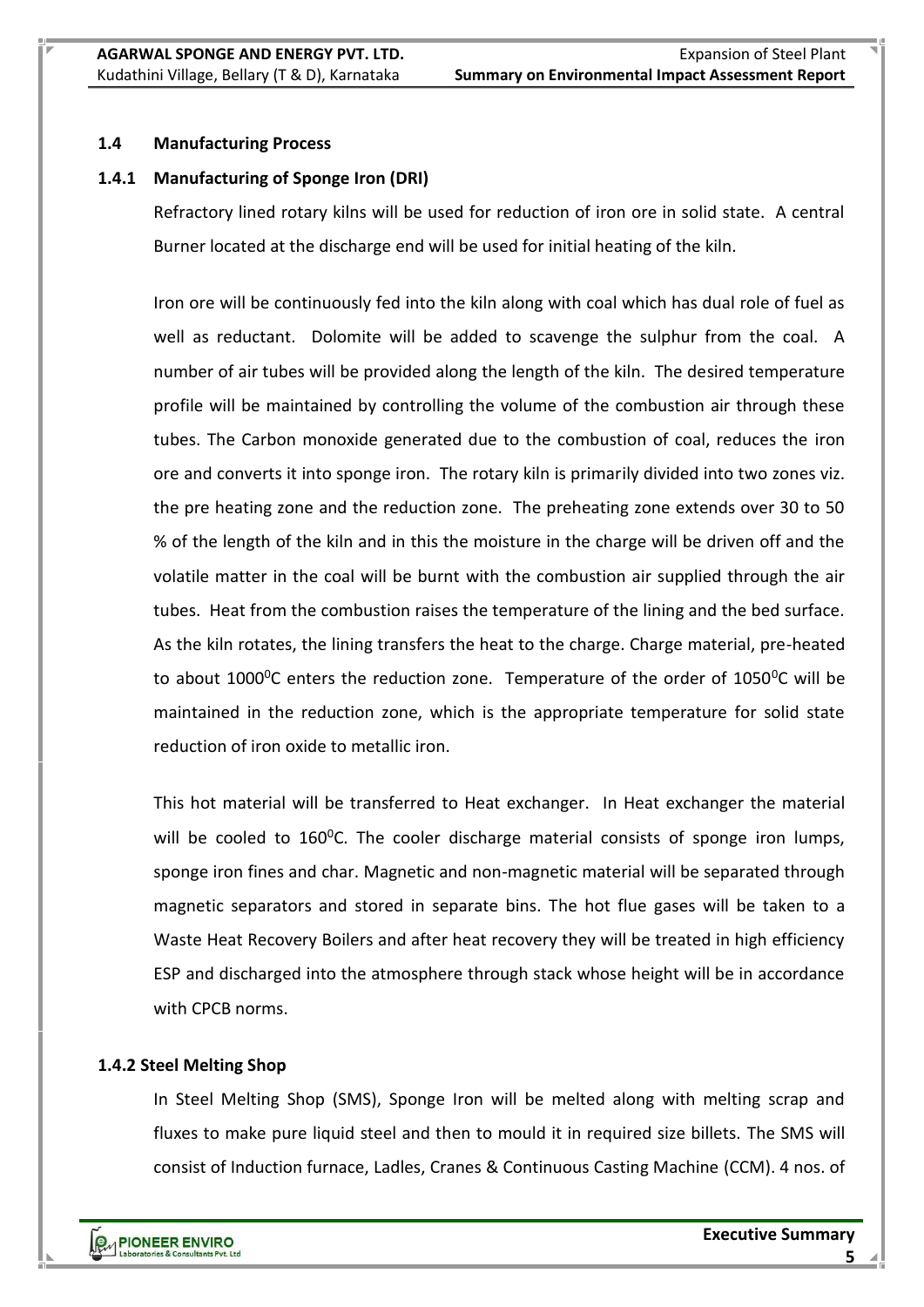### 1.4 Manufacturing Process

#### 1.4.1 Manufacturing of Sponge Iron (DRI)

Refractory lined rotary kilns will be used for reduction of iron ore in solid state. A central Burner located at the discharge end will be used for initial heating of the kiln.

Iron ore will be continuously fed into the kiln along with coal which has dual role of fuel as well as reductant. Dolomite will be added to scavenge the sulphur from the coal. A number of air tubes will be provided along the length of the kiln. The desired temperature profile will be maintained by controlling the volume of the combustion air through these tubes. The Carbon monoxide generated due to the combustion of coal, reduces the iron ore and converts it into sponge iron. The rotary kiln is primarily divided into two zones viz. the pre heating zone and the reduction zone. The preheating zone extends over 30 to 50 % of the length of the kiln and in this the moisture in the charge will be driven off and the volatile matter in the coal will be burnt with the combustion air supplied through the air tubes. Heat from the combustion raises the temperature of the lining and the bed surface. As the kiln rotates, the lining transfers the heat to the charge. Charge material, pre-heated to about $1000^0$C enters the reduction zone. Temperature of the order of $1050^0$C will be maintained in the reduction zone, which is the appropriate temperature for solid state reduction of iron oxide to metallic iron.

This hot material will be transferred to Heat exchanger. In Heat exchanger the material will be cooled to $160^0$C. The cooler discharge material consists of sponge iron lumps, sponge iron fines and char. Magnetic and non-magnetic material will be separated through magnetic separators and stored in separate bins. The hot flue gases will be taken to a Waste Heat Recovery Boilers and after heat recovery they will be treated in high efficiency ESP and discharged into the atmosphere through stack whose height will be in accordance with CPCB norms.

#### 1.4.2 Steel Melting Shop

In Steel Melting Shop (SMS), Sponge Iron will be melted along with melting scrap and fluxes to make pure liquid steel and then to mould it in required size billets. The SMS will consist of Induction furnace, Ladles, Cranes & Continuous Casting Machine (CCM). 4 nos. of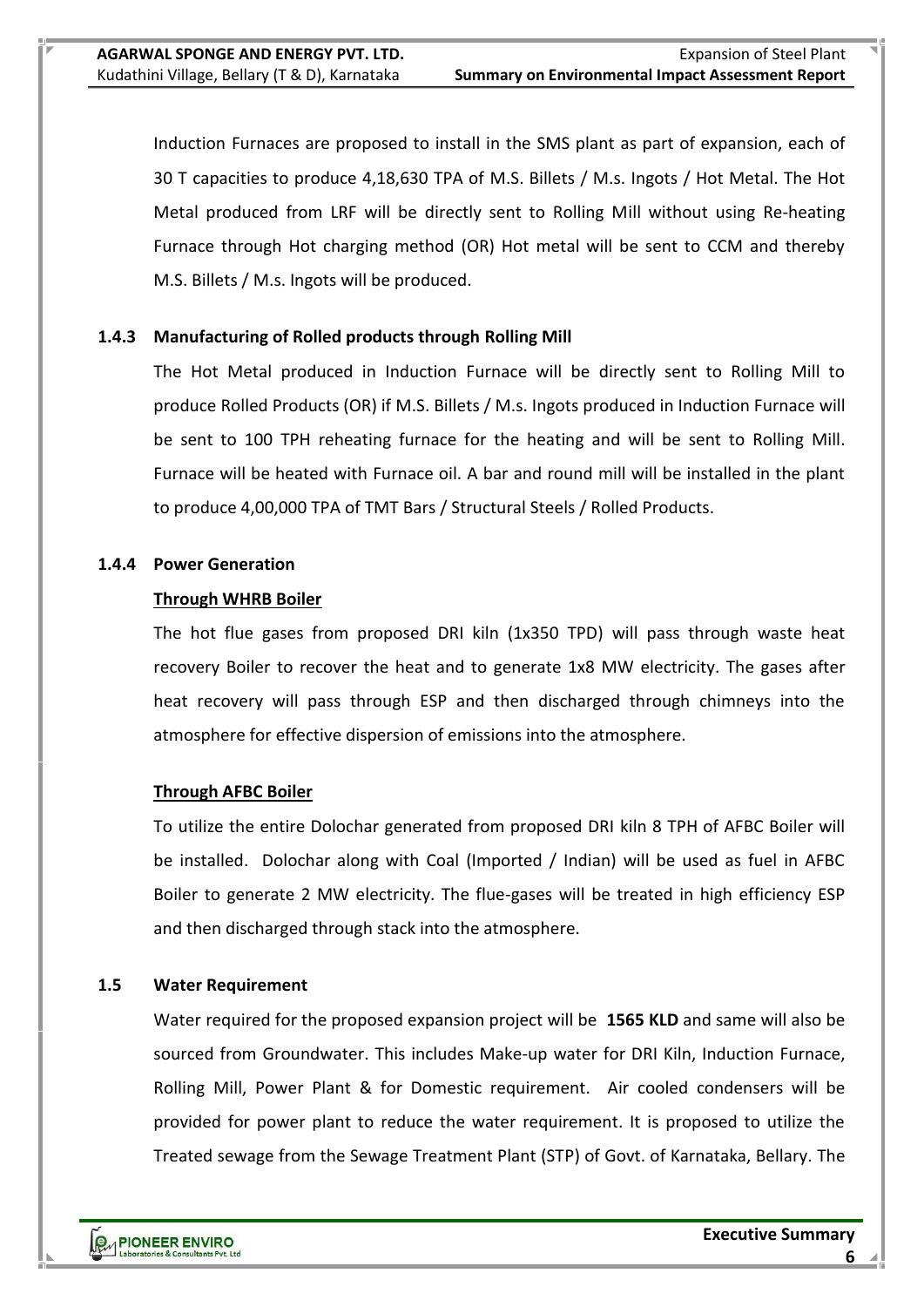Induction Furnaces are proposed to install in the SMS plant as part of expansion, each of 30 T capacities to produce 4,18,630 TPA of M.S. Billets / M.s. Ingots / Hot Metal. The Hot Metal produced from LRF will be directly sent to Rolling Mill without using Re-heating Furnace through Hot charging method (OR) Hot metal will be sent to CCM and thereby M.S. Billets / M.s. Ingots will be produced.

### 1.4.3 Manufacturing of Rolled products through Rolling Mill

The Hot Metal produced in Induction Furnace will be directly sent to Rolling Mill to produce Rolled Products (OR) if M.S. Billets / M.s. Ingots produced in Induction Furnace will be sent to 100 TPH reheating furnace for the heating and will be sent to Rolling Mill. Furnace will be heated with Furnace oil. A bar and round mill will be installed in the plant to produce 4,00,000 TPA of TMT Bars / Structural Steels / Rolled Products.

### 1.4.4 Power Generation

**Through WHRB Boiler**

The hot flue gases from proposed DRI kiln (1x350 TPD) will pass through waste heat recovery Boiler to recover the heat and to generate 1x8 MW electricity. The gases after heat recovery will pass through ESP and then discharged through chimneys into the atmosphere for effective dispersion of emissions into the atmosphere.

**Through AFBC Boiler**

To utilize the entire Dolochar generated from proposed DRI kiln 8 TPH of AFBC Boiler will be installed. Dolochar along with Coal (Imported / Indian) will be used as fuel in AFBC Boiler to generate 2 MW electricity. The flue-gases will be treated in high efficiency ESP and then discharged through stack into the atmosphere.

## 1.5 Water Requirement

Water required for the proposed expansion project will be **1565 KLD** and same will also be sourced from Groundwater. This includes Make-up water for DRI Kiln, Induction Furnace, Rolling Mill, Power Plant & for Domestic requirement. Air cooled condensers will be provided for power plant to reduce the water requirement. It is proposed to utilize the Treated sewage from the Sewage Treatment Plant (STP) of Govt. of Karnataka, Bellary. The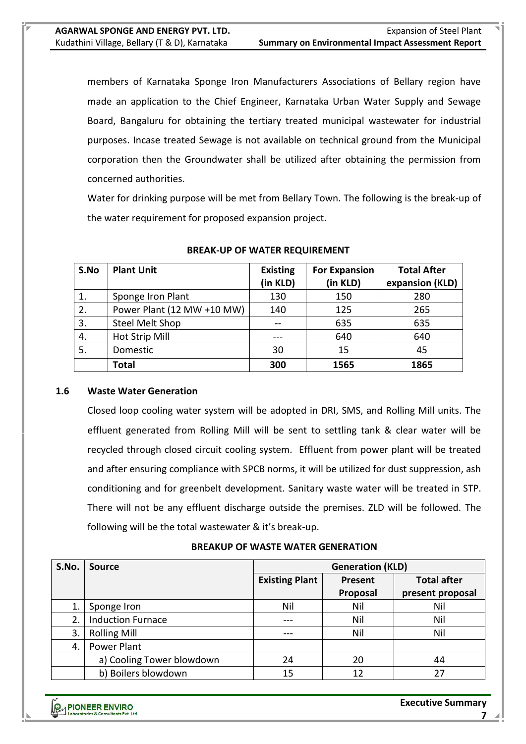members of Karnataka Sponge Iron Manufacturers Associations of Bellary region have made an application to the Chief Engineer, Karnataka Urban Water Supply and Sewage Board, Bangaluru for obtaining the tertiary treated municipal wastewater for industrial purposes. Incase treated Sewage is not available on technical ground from the Municipal corporation then the Groundwater shall be utilized after obtaining the permission from concerned authorities.

Water for drinking purpose will be met from Bellary Town. The following is the break-up of the water requirement for proposed expansion project.

**BREAK-UP OF WATER REQUIREMENT**

| S.No | Plant Unit | Existing (in KLD) | For Expansion (in KLD) | Total After expansion (KLD) |
|---|---|---|---|---|
| 1. | Sponge Iron Plant | 130 | 150 | 280 |
| 2. | Power Plant (12 MW +10 MW) | 140 | 125 | 265 |
| 3. | Steel Melt Shop | -- | 635 | 635 |
| 4. | Hot Strip Mill | --- | 640 | 640 |
| 5. | Domestic | 30 | 15 | 45 |
| | **Total** | **300** | **1565** | **1865** |

## 1.6 Waste Water Generation

Closed loop cooling water system will be adopted in DRI, SMS, and Rolling Mill units. The effluent generated from Rolling Mill will be sent to settling tank & clear water will be recycled through closed circuit cooling system. Effluent from power plant will be treated and after ensuring compliance with SPCB norms, it will be utilized for dust suppression, ash conditioning and for greenbelt development. Sanitary waste water will be treated in STP. There will not be any effluent discharge outside the premises. ZLD will be followed. The following will be the total wastewater & it's break-up.

**BREAKUP OF WASTE WATER GENERATION**

| S.No. | Source | Generation (KLD) | | |
|---|---|---|---|---|
| | | Existing Plant | Present Proposal | Total after present proposal |
| 1. | Sponge Iron | Nil | Nil | Nil |
| 2. | Induction Furnace | --- | Nil | Nil |
| 3. | Rolling Mill | --- | Nil | Nil |
| 4. | Power Plant | | | |
| | a) Cooling Tower blowdown | 24 | 20 | 44 |
| | b) Boilers blowdown | 15 | 12 | 27 |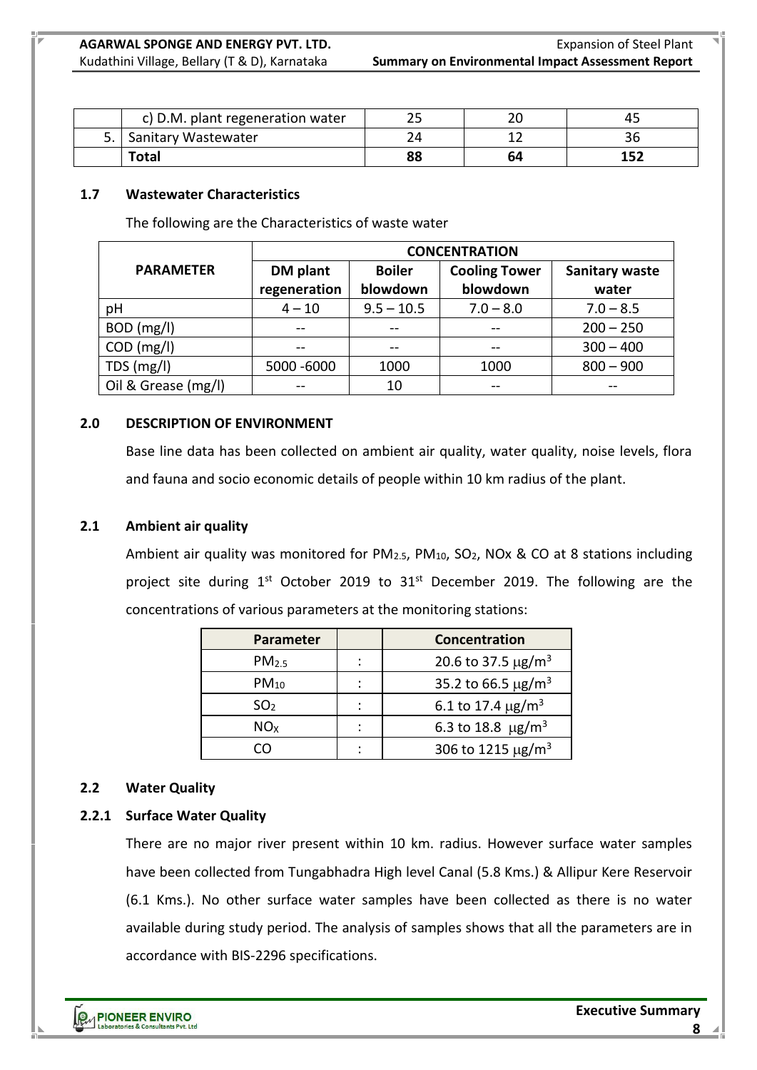|  | c) D.M. plant regeneration water | 25 | 20 | 45 |
|---|---|---|---|---|
| 5. | Sanitary Wastewater | 24 | 12 | 36 |
|  | **Total** | **88** | **64** | **152** |

## 1.7 Wastewater Characteristics

The following are the Characteristics of waste water

| PARAMETER | CONCENTRATION | | | |
|---|---|---|---|---|
| | **DM plant regeneration** | **Boiler blowdown** | **Cooling Tower blowdown** | **Sanitary waste water** |
| pH | 4 – 10 | 9.5 – 10.5 | 7.0 – 8.0 | 7.0 – 8.5 |
| BOD (mg/l) | -- | -- | -- | 200 – 250 |
| COD (mg/l) | -- | -- | -- | 300 – 400 |
| TDS (mg/l) | 5000 -6000 | 1000 | 1000 | 800 – 900 |
| Oil & Grease (mg/l) | -- | 10 | -- | -- |

## 2.0 DESCRIPTION OF ENVIRONMENT

Base line data has been collected on ambient air quality, water quality, noise levels, flora and fauna and socio economic details of people within 10 km radius of the plant.

## 2.1 Ambient air quality

Ambient air quality was monitored for $PM_{2.5}$, $PM_{10}$, $SO_2$, NOx & CO at 8 stations including project site during 1st October 2019 to 31st December 2019. The following are the concentrations of various parameters at the monitoring stations:

| Parameter | | Concentration |
|---|---|---|
| $PM_{2.5}$ | : | 20.6 to 37.5 $\mu g/m^3$ |
| $PM_{10}$ | : | 35.2 to 66.5 $\mu g/m^3$ |
| $SO_2$ | : | 6.1 to 17.4 $\mu g/m^3$ |
| $NO_X$ | : | 6.3 to 18.8 $\mu g/m^3$ |
| CO | : | 306 to 1215 $\mu g/m^3$ |

## 2.2 Water Quality

### 2.2.1 Surface Water Quality

There are no major river present within 10 km. radius. However surface water samples have been collected from Tungabhadra High level Canal (5.8 Kms.) & Allipur Kere Reservoir (6.1 Kms.). No other surface water samples have been collected as there is no water available during study period. The analysis of samples shows that all the parameters are in accordance with BIS-2296 specifications.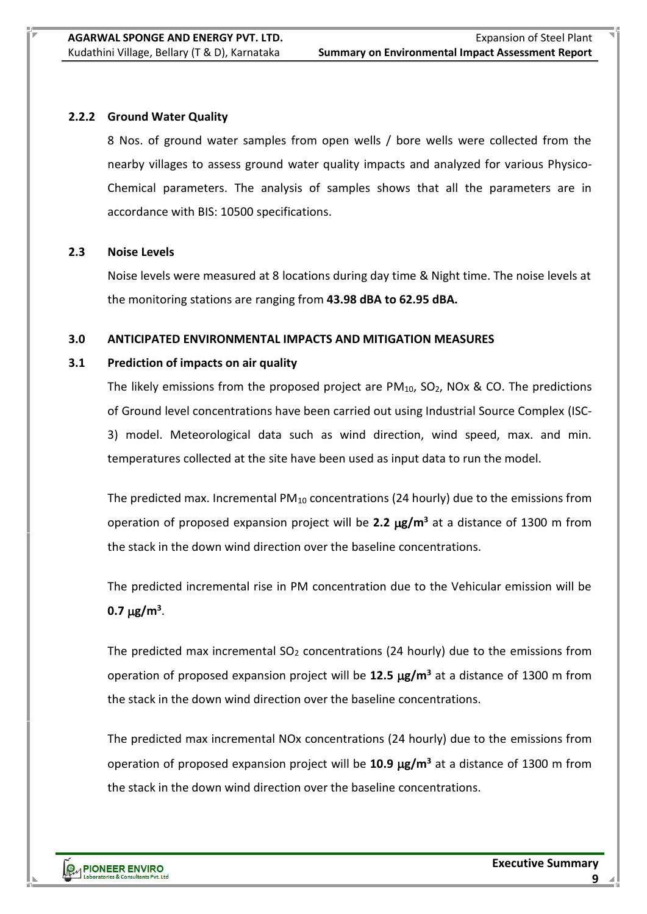### 2.2.2 Ground Water Quality

8 Nos. of ground water samples from open wells / bore wells were collected from the nearby villages to assess ground water quality impacts and analyzed for various Physico-Chemical parameters. The analysis of samples shows that all the parameters are in accordance with BIS: 10500 specifications.

### 2.3 Noise Levels

Noise levels were measured at 8 locations during day time & Night time. The noise levels at the monitoring stations are ranging from **43.98 dBA to 62.95 dBA.**

## 3.0 ANTICIPATED ENVIRONMENTAL IMPACTS AND MITIGATION MEASURES

### 3.1 Prediction of impacts on air quality

The likely emissions from the proposed project are $PM_{10}$, $SO_2$, NOx & CO. The predictions of Ground level concentrations have been carried out using Industrial Source Complex (ISC-3) model. Meteorological data such as wind direction, wind speed, max. and min. temperatures collected at the site have been used as input data to run the model.

The predicted max. Incremental $PM_{10}$ concentrations (24 hourly) due to the emissions from operation of proposed expansion project will be **2.2 $\mu g/m^3$** at a distance of 1300 m from the stack in the down wind direction over the baseline concentrations.

The predicted incremental rise in PM concentration due to the Vehicular emission will be **0.7 $\mu g/m^3$**.

The predicted max incremental $SO_2$ concentrations (24 hourly) due to the emissions from operation of proposed expansion project will be **12.5 $\mu g/m^3$** at a distance of 1300 m from the stack in the down wind direction over the baseline concentrations.

The predicted max incremental NOx concentrations (24 hourly) due to the emissions from operation of proposed expansion project will be **10.9 $\mu g/m^3$** at a distance of 1300 m from the stack in the down wind direction over the baseline concentrations.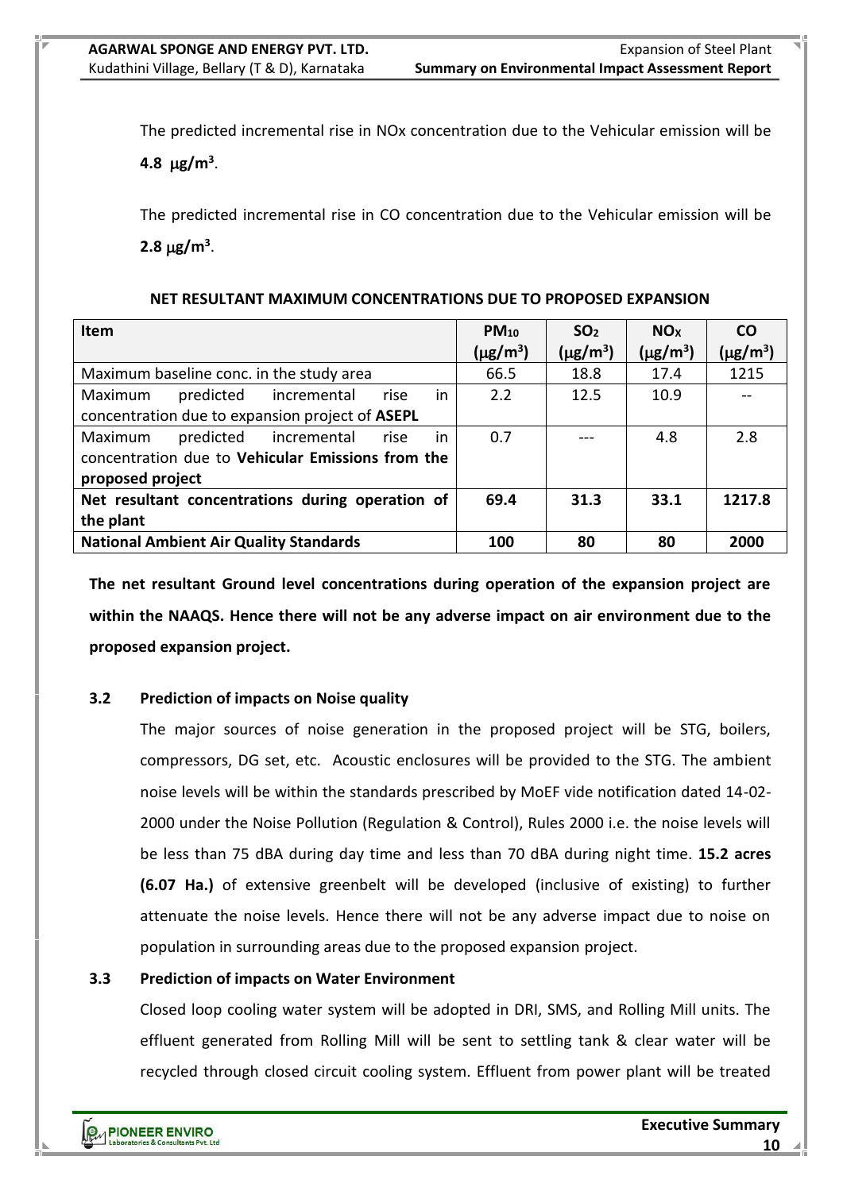The predicted incremental rise in NOx concentration due to the Vehicular emission will be **4.8 μg/m$^3$**.

The predicted incremental rise in CO concentration due to the Vehicular emission will be **2.8 μg/m$^3$**.

**NET RESULTANT MAXIMUM CONCENTRATIONS DUE TO PROPOSED EXPANSION**

| Item | $PM_{10}$ (μg/m$^3$) | $SO_2$ (μg/m$^3$) | $NO_X$ (μg/m$^3$) | CO (μg/m$^3$) |
|---|---|---|---|---|
| Maximum baseline conc. in the study area | 66.5 | 18.8 | 17.4 | 1215 |
| Maximum predicted incremental rise in concentration due to expansion project of **ASEPL** | 2.2 | 12.5 | 10.9 | -- |
| Maximum predicted incremental rise in concentration due to **Vehicular Emissions from the proposed project** | 0.7 | --- | 4.8 | 2.8 |
| **Net resultant concentrations during operation of the plant** | **69.4** | **31.3** | **33.1** | **1217.8** |
| **National Ambient Air Quality Standards** | **100** | **80** | **80** | **2000** |

**The net resultant Ground level concentrations during operation of the expansion project are within the NAAQS. Hence there will not be any adverse impact on air environment due to the proposed expansion project.**

### 3.2 Prediction of impacts on Noise quality

The major sources of noise generation in the proposed project will be STG, boilers, compressors, DG set, etc. Acoustic enclosures will be provided to the STG. The ambient noise levels will be within the standards prescribed by MoEF vide notification dated 14-02-2000 under the Noise Pollution (Regulation & Control), Rules 2000 i.e. the noise levels will be less than 75 dBA during day time and less than 70 dBA during night time. **15.2 acres (6.07 Ha.)** of extensive greenbelt will be developed (inclusive of existing) to further attenuate the noise levels. Hence there will not be any adverse impact due to noise on population in surrounding areas due to the proposed expansion project.

### 3.3 Prediction of impacts on Water Environment

Closed loop cooling water system will be adopted in DRI, SMS, and Rolling Mill units. The effluent generated from Rolling Mill will be sent to settling tank & clear water will be recycled through closed circuit cooling system. Effluent from power plant will be treated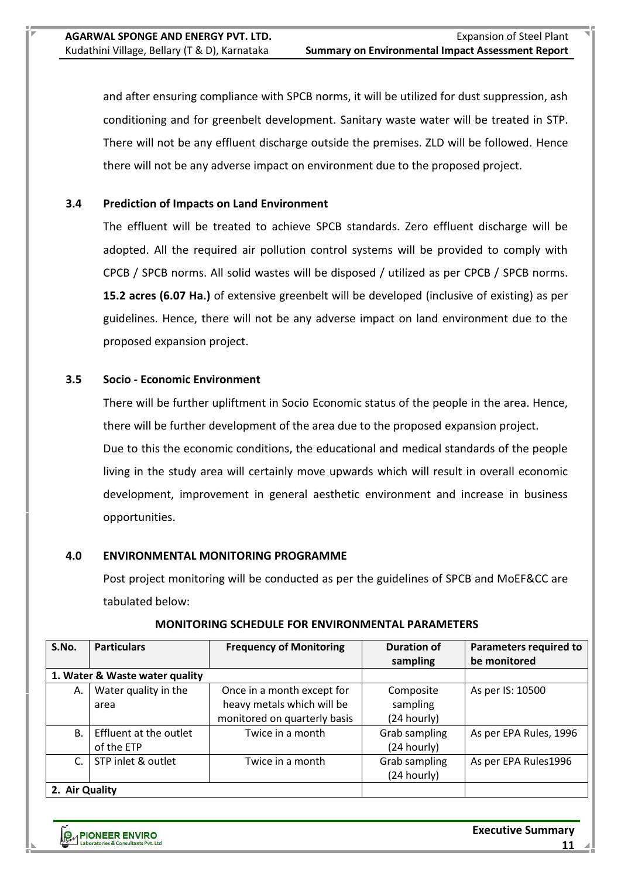and after ensuring compliance with SPCB norms, it will be utilized for dust suppression, ash conditioning and for greenbelt development. Sanitary waste water will be treated in STP. There will not be any effluent discharge outside the premises. ZLD will be followed. Hence there will not be any adverse impact on environment due to the proposed project.

### 3.4 Prediction of Impacts on Land Environment

The effluent will be treated to achieve SPCB standards. Zero effluent discharge will be adopted. All the required air pollution control systems will be provided to comply with CPCB / SPCB norms. All solid wastes will be disposed / utilized as per CPCB / SPCB norms. **15.2 acres (6.07 Ha.)** of extensive greenbelt will be developed (inclusive of existing) as per guidelines. Hence, there will not be any adverse impact on land environment due to the proposed expansion project.

### 3.5 Socio - Economic Environment

There will be further upliftment in Socio Economic status of the people in the area. Hence, there will be further development of the area due to the proposed expansion project.

Due to this the economic conditions, the educational and medical standards of the people living in the study area will certainly move upwards which will result in overall economic development, improvement in general aesthetic environment and increase in business opportunities.

## 4.0 ENVIRONMENTAL MONITORING PROGRAMME

Post project monitoring will be conducted as per the guidelines of SPCB and MoEF&CC are tabulated below:

**MONITORING SCHEDULE FOR ENVIRONMENTAL PARAMETERS**

| S.No. | Particulars | Frequency of Monitoring | Duration of sampling | Parameters required to be monitored |
|---|---|---|---|---|
| **1. Water & Waste water quality** | | | | |
| A. | Water quality in the area | Once in a month except for heavy metals which will be monitored on quarterly basis | Composite sampling (24 hourly) | As per IS: 10500 |
| B. | Effluent at the outlet of the ETP | Twice in a month | Grab sampling (24 hourly) | As per EPA Rules, 1996 |
| C. | STP inlet & outlet | Twice in a month | Grab sampling (24 hourly) | As per EPA Rules1996 |
| **2. Air Quality** | | | | |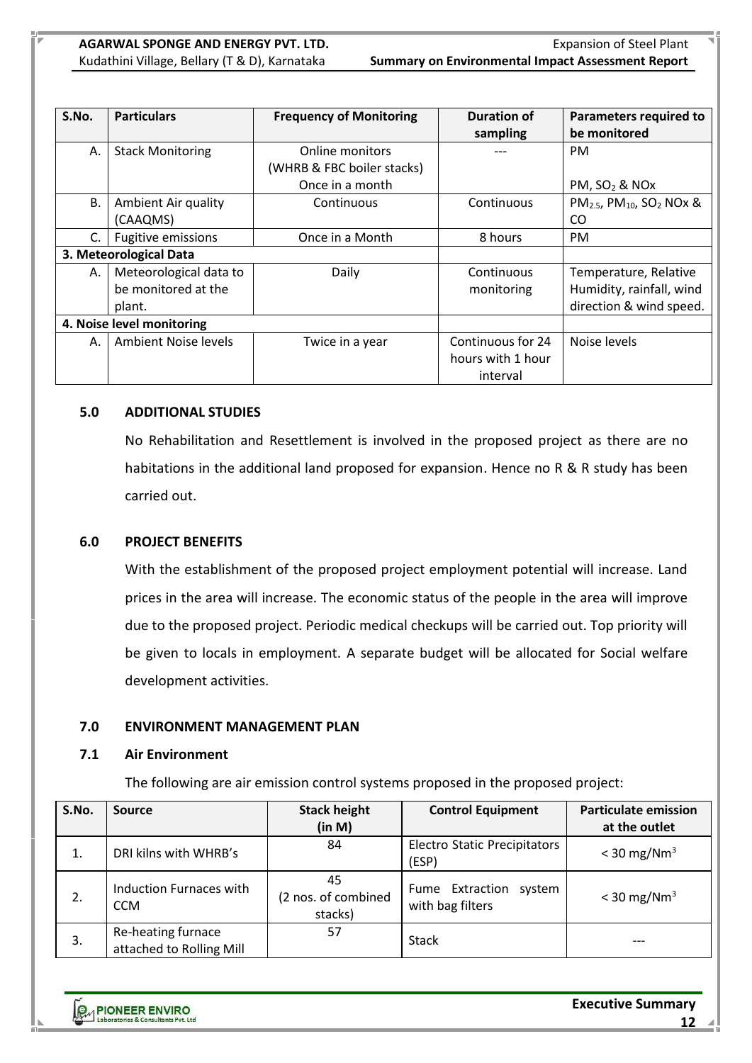| S.No. | Particulars | Frequency of Monitoring | Duration of sampling | Parameters required to be monitored |
|---|---|---|---|---|
| A. | Stack Monitoring | Online monitors (WHRB & FBC boiler stacks) Once in a month | --- | PM<br><br>PM, $SO_2$ & NOx |
| B. | Ambient Air quality (CAAQMS) | Continuous | Continuous | $PM_{2.5}$, $PM_{10}$, $SO_2$ NOx & CO |
| C. | Fugitive emissions | Once in a Month | 8 hours | PM |
| **3. Meteorological Data** | | | | |
| A. | Meteorological data to be monitored at the plant. | Daily | Continuous monitoring | Temperature, Relative Humidity, rainfall, wind direction & wind speed. |
| **4. Noise level monitoring** | | | | |
| A. | Ambient Noise levels | Twice in a year | Continuous for 24 hours with 1 hour interval | Noise levels |

## 5.0 ADDITIONAL STUDIES

No Rehabilitation and Resettlement is involved in the proposed project as there are no habitations in the additional land proposed for expansion. Hence no R & R study has been carried out.

## 6.0 PROJECT BENEFITS

With the establishment of the proposed project employment potential will increase. Land prices in the area will increase. The economic status of the people in the area will improve due to the proposed project. Periodic medical checkups will be carried out. Top priority will be given to locals in employment. A separate budget will be allocated for Social welfare development activities.

## 7.0 ENVIRONMENT MANAGEMENT PLAN

### 7.1 Air Environment

The following are air emission control systems proposed in the proposed project:

| S.No. | Source | Stack height (in M) | Control Equipment | Particulate emission at the outlet |
|---|---|---|---|---|
| 1. | DRI kilns with WHRB's | 84 | Electro Static Precipitators (ESP) | < 30 mg/Nm$^3$ |
| 2. | Induction Furnaces with CCM | 45 (2 nos. of combined stacks) | Fume Extraction system with bag filters | < 30 mg/Nm$^3$ |
| 3. | Re-heating furnace attached to Rolling Mill | 57 | Stack | --- |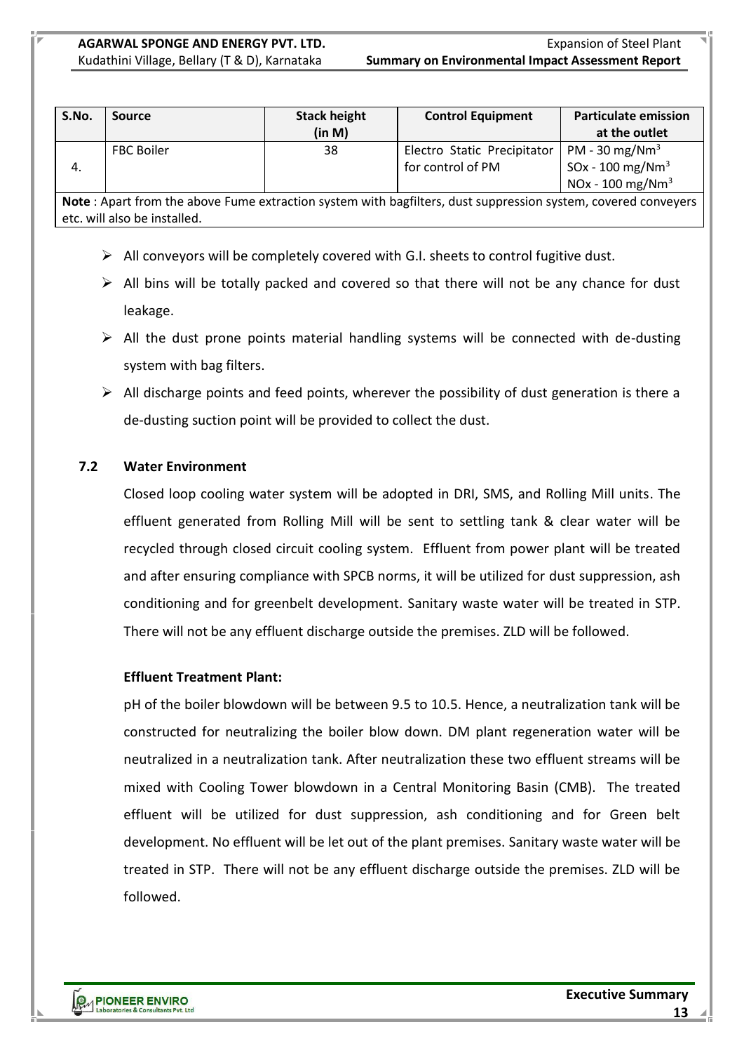| S.No. | Source | Stack height (in M) | Control Equipment | Particulate emission at the outlet |
|---|---|---|---|---|
| 4. | FBC Boiler | 38 | Electro Static Precipitator for control of PM | PM - 30 mg/$Nm^3$<br>SOx - 100 mg/$Nm^3$<br>NOx - 100 mg/$Nm^3$ |
| **Note** : Apart from the above Fume extraction system with bagfilters, dust suppression system, covered conveyers etc. will also be installed. | | | | |

- All conveyors will be completely covered with G.I. sheets to control fugitive dust.
- All bins will be totally packed and covered so that there will not be any chance for dust leakage.
- All the dust prone points material handling systems will be connected with de-dusting system with bag filters.
- All discharge points and feed points, wherever the possibility of dust generation is there a de-dusting suction point will be provided to collect the dust.

### 7.2 Water Environment

Closed loop cooling water system will be adopted in DRI, SMS, and Rolling Mill units. The effluent generated from Rolling Mill will be sent to settling tank & clear water will be recycled through closed circuit cooling system. Effluent from power plant will be treated and after ensuring compliance with SPCB norms, it will be utilized for dust suppression, ash conditioning and for greenbelt development. Sanitary waste water will be treated in STP. There will not be any effluent discharge outside the premises. ZLD will be followed.

**Effluent Treatment Plant:**

pH of the boiler blowdown will be between 9.5 to 10.5. Hence, a neutralization tank will be constructed for neutralizing the boiler blow down. DM plant regeneration water will be neutralized in a neutralization tank. After neutralization these two effluent streams will be mixed with Cooling Tower blowdown in a Central Monitoring Basin (CMB). The treated effluent will be utilized for dust suppression, ash conditioning and for Green belt development. No effluent will be let out of the plant premises. Sanitary waste water will be treated in STP. There will not be any effluent discharge outside the premises. ZLD will be followed.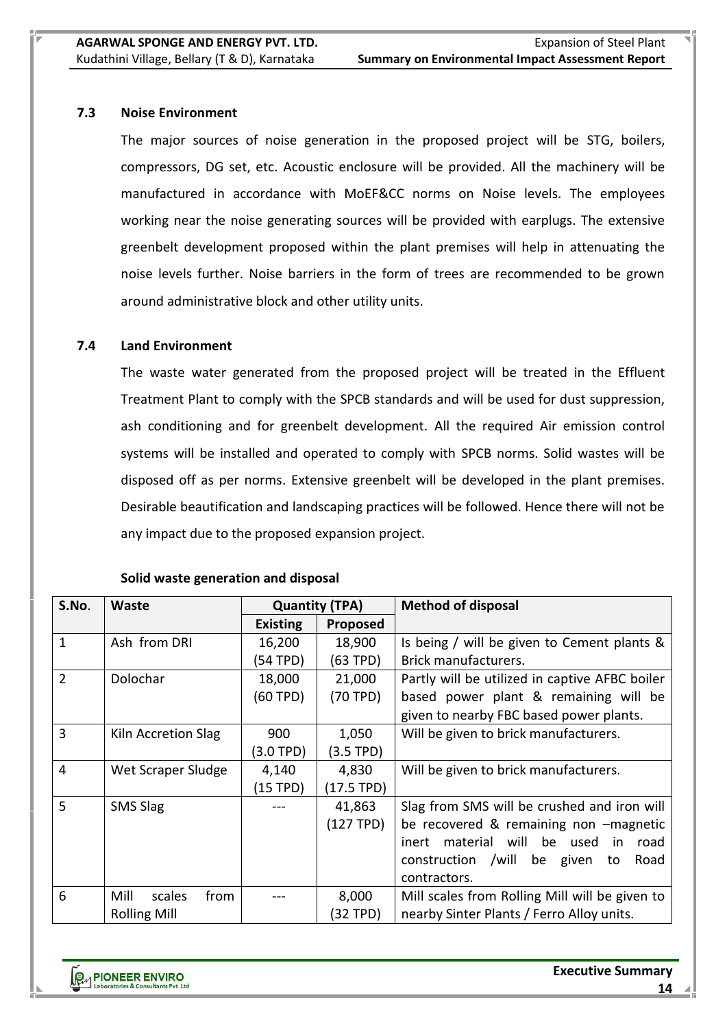### 7.3 Noise Environment

The major sources of noise generation in the proposed project will be STG, boilers, compressors, DG set, etc. Acoustic enclosure will be provided. All the machinery will be manufactured in accordance with MoEF&CC norms on Noise levels. The employees working near the noise generating sources will be provided with earplugs. The extensive greenbelt development proposed within the plant premises will help in attenuating the noise levels further. Noise barriers in the form of trees are recommended to be grown around administrative block and other utility units.

### 7.4 Land Environment

The waste water generated from the proposed project will be treated in the Effluent Treatment Plant to comply with the SPCB standards and will be used for dust suppression, ash conditioning and for greenbelt development. All the required Air emission control systems will be installed and operated to comply with SPCB norms. Solid wastes will be disposed off as per norms. Extensive greenbelt will be developed in the plant premises. Desirable beautification and landscaping practices will be followed. Hence there will not be any impact due to the proposed expansion project.

**Solid waste generation and disposal**

| S.No. | Waste | Quantity (TPA) | | Method of disposal |
|---|---|---|---|---|
| | | Existing | Proposed | |
| 1 | Ash from DRI | 16,200 (54 TPD) | 18,900 (63 TPD) | Is being / will be given to Cement plants & Brick manufacturers. |
| 2 | Dolochar | 18,000 (60 TPD) | 21,000 (70 TPD) | Partly will be utilized in captive AFBC boiler based power plant & remaining will be given to nearby FBC based power plants. |
| 3 | Kiln Accretion Slag | 900 (3.0 TPD) | 1,050 (3.5 TPD) | Will be given to brick manufacturers. |
| 4 | Wet Scraper Sludge | 4,140 (15 TPD) | 4,830 (17.5 TPD) | Will be given to brick manufacturers. |
| 5 | SMS Slag | --- | 41,863 (127 TPD) | Slag from SMS will be crushed and iron will be recovered & remaining non –magnetic inert material will be used in road construction /will be given to Road contractors. |
| 6 | Mill scales from Rolling Mill | --- | 8,000 (32 TPD) | Mill scales from Rolling Mill will be given to nearby Sinter Plants / Ferro Alloy units. |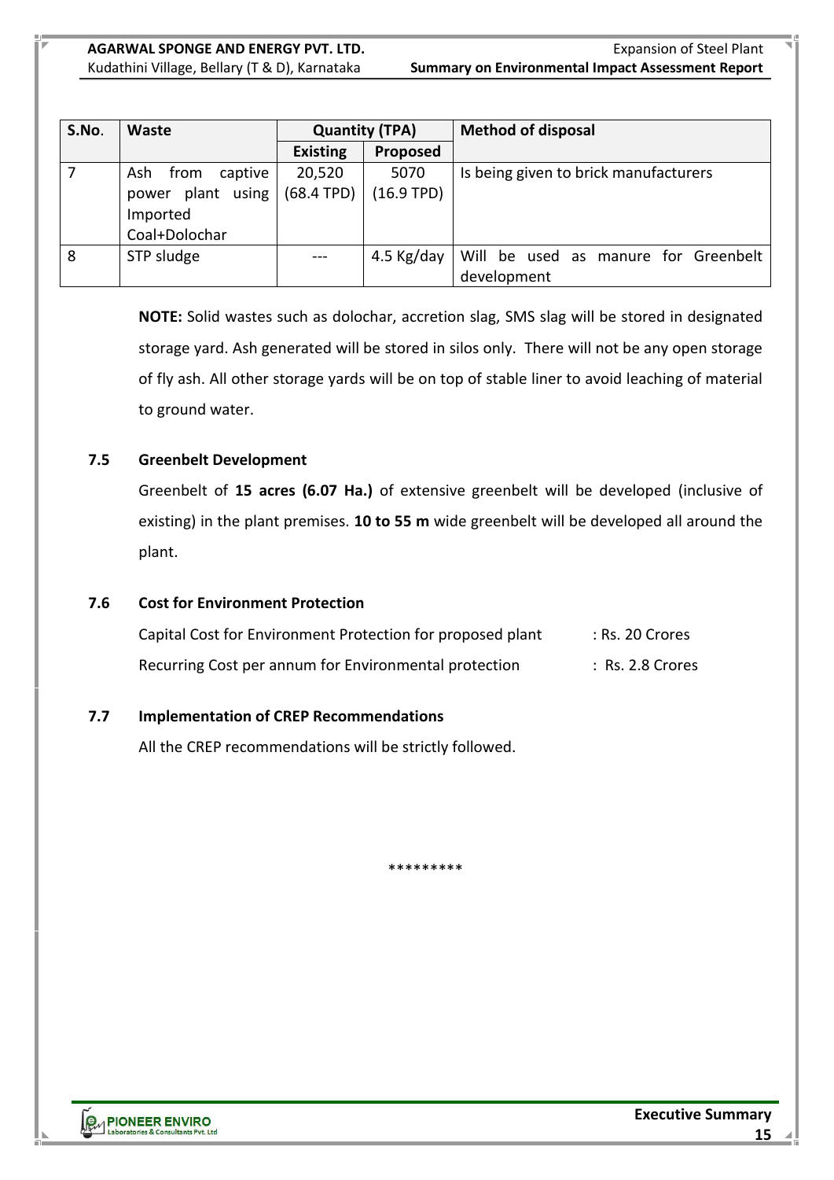| S.No. | Waste | Quantity (TPA) | | Method of disposal |
|---|---|---|---|---|
| | | Existing | Proposed | |
| 7 | Ash from captive power plant using Imported Coal+Dolochar | 20,520 (68.4 TPD) | 5070 (16.9 TPD) | Is being given to brick manufacturers |
| 8 | STP sludge | --- | 4.5 Kg/day | Will be used as manure for Greenbelt development |

**NOTE:** Solid wastes such as dolochar, accretion slag, SMS slag will be stored in designated storage yard. Ash generated will be stored in silos only. There will not be any open storage of fly ash. All other storage yards will be on top of stable liner to avoid leaching of material to ground water.

### 7.5 Greenbelt Development

Greenbelt of **15 acres (6.07 Ha.)** of extensive greenbelt will be developed (inclusive of existing) in the plant premises. **10 to 55 m** wide greenbelt will be developed all around the plant.

### 7.6 Cost for Environment Protection

Capital Cost for Environment Protection for proposed plant : Rs. 20 Crores

Recurring Cost per annum for Environmental protection : Rs. 2.8 Crores

### 7.7 Implementation of CREP Recommendations

All the CREP recommendations will be strictly followed.

*********